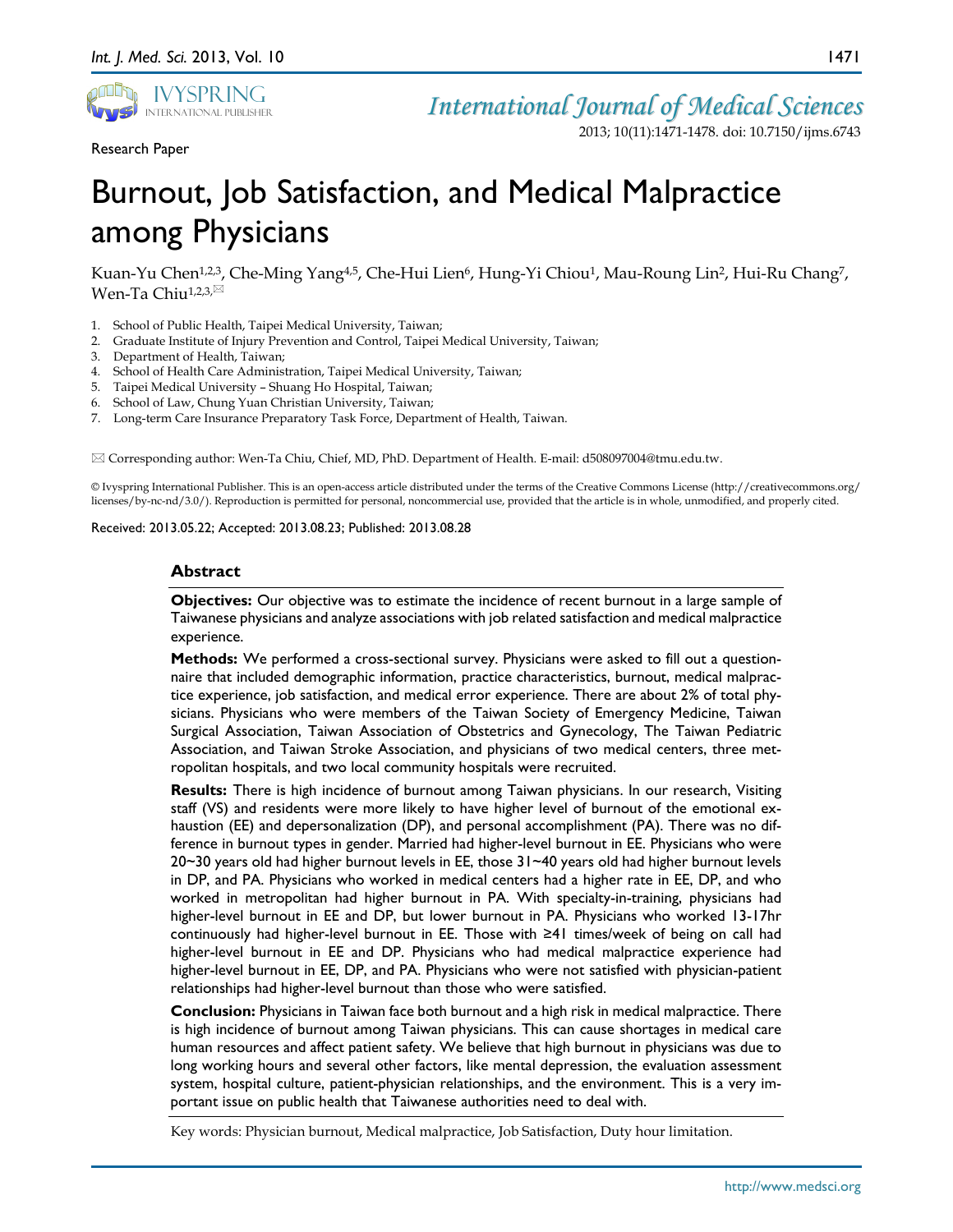Research Paper

# Burnout, Job Satisfaction, and Medical Malpractice among Physicians

Kuan-Yu Chen[1,2,3], Che-Ming Yang[4,5], Che-Hui Lien[6], Hung-Yi Chiou[1], Mau-Roung Lin[2], Hui-Ru Chang[7], Wen-Ta Chiu[1,2,3,✉]

1. School of Public Health, Taipei Medical University, Taiwan;
2. Graduate Institute of Injury Prevention and Control, Taipei Medical University, Taiwan;
3. Department of Health, Taiwan;
4. School of Health Care Administration, Taipei Medical University, Taiwan;
5. Taipei Medical University – Shuang Ho Hospital, Taiwan;
6. School of Law, Chung Yuan Christian University, Taiwan;
7. Long-term Care Insurance Preparatory Task Force, Department of Health, Taiwan.

✉ Corresponding author: Wen-Ta Chiu, Chief, MD, PhD. Department of Health. E-mail: d508097004@tmu.edu.tw.

© Ivyspring International Publisher. This is an open-access article distributed under the terms of the Creative Commons License (http://creativecommons.org/licenses/by-nc-nd/3.0/). Reproduction is permitted for personal, noncommercial use, provided that the article is in whole, unmodified, and properly cited.

Received: 2013.05.22; Accepted: 2013.08.23; Published: 2013.08.28

## Abstract

**Objectives:** Our objective was to estimate the incidence of recent burnout in a large sample of Taiwanese physicians and analyze associations with job related satisfaction and medical malpractice experience.

**Methods:** We performed a cross-sectional survey. Physicians were asked to fill out a questionnaire that included demographic information, practice characteristics, burnout, medical malpractice experience, job satisfaction, and medical error experience. There are about 2% of total physicians. Physicians who were members of the Taiwan Society of Emergency Medicine, Taiwan Surgical Association, Taiwan Association of Obstetrics and Gynecology, The Taiwan Pediatric Association, and Taiwan Stroke Association, and physicians of two medical centers, three metropolitan hospitals, and two local community hospitals were recruited.

**Results:** There is high incidence of burnout among Taiwan physicians. In our research, Visiting staff (VS) and residents were more likely to have higher level of burnout of the emotional exhaustion (EE) and depersonalization (DP), and personal accomplishment (PA). There was no difference in burnout types in gender. Married had higher-level burnout in EE. Physicians who were 20~30 years old had higher burnout levels in EE, those 31~40 years old had higher burnout levels in DP, and PA. Physicians who worked in medical centers had a higher rate in EE, DP, and who worked in metropolitan had higher burnout in PA. With specialty-in-training, physicians had higher-level burnout in EE and DP, but lower burnout in PA. Physicians who worked 13-17hr continuously had higher-level burnout in EE. Those with ≥41 times/week of being on call had higher-level burnout in EE and DP. Physicians who had medical malpractice experience had higher-level burnout in EE, DP, and PA. Physicians who were not satisfied with physician-patient relationships had higher-level burnout than those who were satisfied.

**Conclusion:** Physicians in Taiwan face both burnout and a high risk in medical malpractice. There is high incidence of burnout among Taiwan physicians. This can cause shortages in medical care human resources and affect patient safety. We believe that high burnout in physicians was due to long working hours and several other factors, like mental depression, the evaluation assessment system, hospital culture, patient-physician relationships, and the environment. This is a very important issue on public health that Taiwanese authorities need to deal with.

Key words: Physician burnout, Medical malpractice, Job Satisfaction, Duty hour limitation.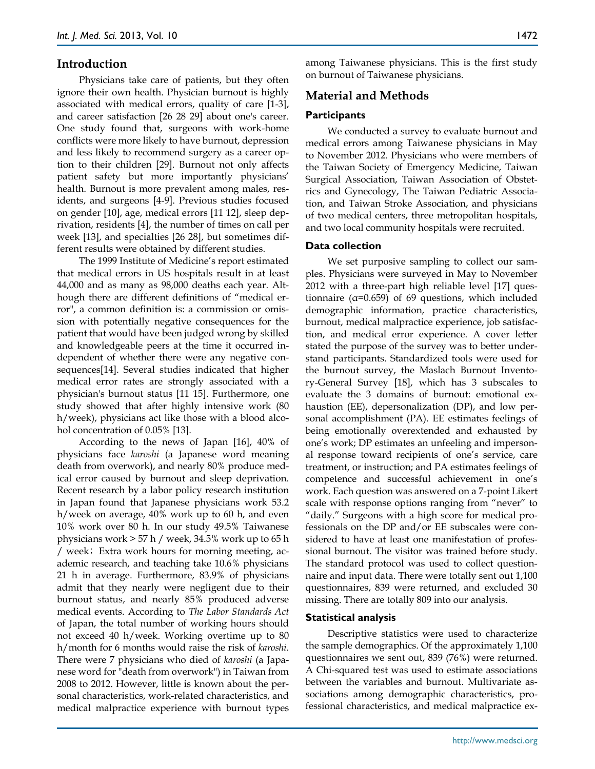## Introduction

Physicians take care of patients, but they often ignore their own health. Physician burnout is highly associated with medical errors, quality of care [1-3], and career satisfaction [26 28 29] about one's career. One study found that, surgeons with work-home conflicts were more likely to have burnout, depression and less likely to recommend surgery as a career option to their children [29]. Burnout not only affects patient safety but more importantly physicians' health. Burnout is more prevalent among males, residents, and surgeons [4-9]. Previous studies focused on gender [10], age, medical errors [11 12], sleep deprivation, residents [4], the number of times on call per week [13], and specialties [26 28], but sometimes different results were obtained by different studies.

The 1999 Institute of Medicine's report estimated that medical errors in US hospitals result in at least 44,000 and as many as 98,000 deaths each year. Although there are different definitions of "medical error", a common definition is: a commission or omission with potentially negative consequences for the patient that would have been judged wrong by skilled and knowledgeable peers at the time it occurred independent of whether there were any negative consequences[14]. Several studies indicated that higher medical error rates are strongly associated with a physician's burnout status [11 15]. Furthermore, one study showed that after highly intensive work (80 h/week), physicians act like those with a blood alcohol concentration of 0.05% [13].

According to the news of Japan [16], 40% of physicians face *karoshi* (a Japanese word meaning death from overwork), and nearly 80% produce medical error caused by burnout and sleep deprivation. Recent research by a labor policy research institution in Japan found that Japanese physicians work 53.2 h/week on average, 40% work up to 60 h, and even 10% work over 80 h. In our study 49.5% Taiwanese physicians work > 57 h / week, 34.5% work up to 65 h / week；Extra work hours for morning meeting, academic research, and teaching take 10.6% physicians 21 h in average. Furthermore, 83.9% of physicians admit that they nearly were negligent due to their burnout status, and nearly 85% produced adverse medical events. According to *The Labor Standards Act* of Japan, the total number of working hours should not exceed 40 h/week. Working overtime up to 80 h/month for 6 months would raise the risk of *karoshi*. There were 7 physicians who died of *karoshi* (a Japanese word for "death from overwork") in Taiwan from 2008 to 2012. However, little is known about the personal characteristics, work-related characteristics, and medical malpractice experience with burnout types among Taiwanese physicians. This is the first study on burnout of Taiwanese physicians.

## Material and Methods

### Participants

We conducted a survey to evaluate burnout and medical errors among Taiwanese physicians in May to November 2012. Physicians who were members of the Taiwan Society of Emergency Medicine, Taiwan Surgical Association, Taiwan Association of Obstetrics and Gynecology, The Taiwan Pediatric Association, and Taiwan Stroke Association, and physicians of two medical centers, three metropolitan hospitals, and two local community hospitals were recruited.

### Data collection

We set purposive sampling to collect our samples. Physicians were surveyed in May to November 2012 with a three-part high reliable level [17] questionnaire ($\alpha$=0.659) of 69 questions, which included demographic information, practice characteristics, burnout, medical malpractice experience, job satisfaction, and medical error experience. A cover letter stated the purpose of the survey was to better understand participants. Standardized tools were used for the burnout survey, the Maslach Burnout Inventory-General Survey [18], which has 3 subscales to evaluate the 3 domains of burnout: emotional exhaustion (EE), depersonalization (DP), and low personal accomplishment (PA). EE estimates feelings of being emotionally overextended and exhausted by one's work; DP estimates an unfeeling and impersonal response toward recipients of one's service, care treatment, or instruction; and PA estimates feelings of competence and successful achievement in one's work. Each question was answered on a 7-point Likert scale with response options ranging from "never" to "daily." Surgeons with a high score for medical professionals on the DP and/or EE subscales were considered to have at least one manifestation of professional burnout. The visitor was trained before study. The standard protocol was used to collect questionnaire and input data. There were totally sent out 1,100 questionnaires, 839 were returned, and excluded 30 missing. There are totally 809 into our analysis.

### Statistical analysis

Descriptive statistics were used to characterize the sample demographics. Of the approximately 1,100 questionnaires we sent out, 839 (76%) were returned. A Chi-squared test was used to estimate associations between the variables and burnout. Multivariate associations among demographic characteristics, professional characteristics, and medical malpractice ex-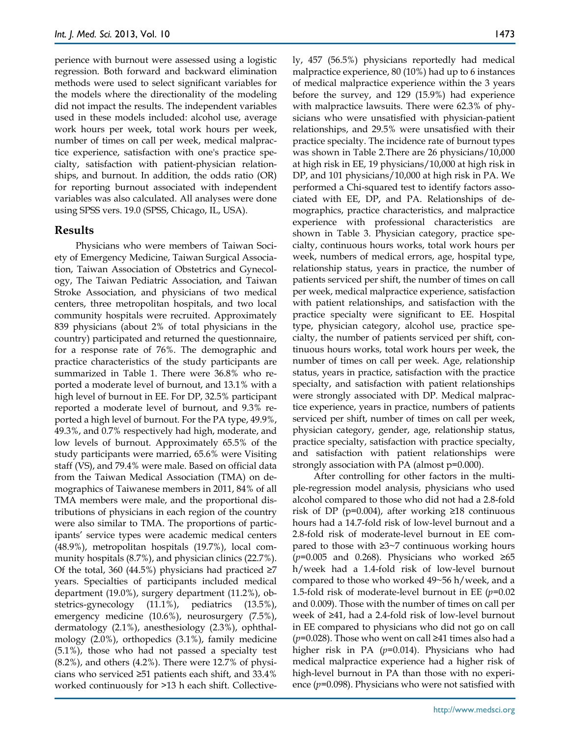perience with burnout were assessed using a logistic regression. Both forward and backward elimination methods were used to select significant variables for the models where the directionality of the modeling did not impact the results. The independent variables used in these models included: alcohol use, average work hours per week, total work hours per week, number of times on call per week, medical malpractice experience, satisfaction with one's practice specialty, satisfaction with patient-physician relationships, and burnout. In addition, the odds ratio (OR) for reporting burnout associated with independent variables was also calculated. All analyses were done using SPSS vers. 19.0 (SPSS, Chicago, IL, USA).

## Results

Physicians who were members of Taiwan Society of Emergency Medicine, Taiwan Surgical Association, Taiwan Association of Obstetrics and Gynecology, The Taiwan Pediatric Association, and Taiwan Stroke Association, and physicians of two medical centers, three metropolitan hospitals, and two local community hospitals were recruited. Approximately 839 physicians (about 2% of total physicians in the country) participated and returned the questionnaire, for a response rate of 76%. The demographic and practice characteristics of the study participants are summarized in Table 1. There were 36.8% who reported a moderate level of burnout, and 13.1% with a high level of burnout in EE. For DP, 32.5% participant reported a moderate level of burnout, and 9.3% reported a high level of burnout. For the PA type, 49.9%, 49.3%, and 0.7% respectively had high, moderate, and low levels of burnout. Approximately 65.5% of the study participants were married, 65.6% were Visiting staff (VS), and 79.4% were male. Based on official data from the Taiwan Medical Association (TMA) on demographics of Taiwanese members in 2011, 84% of all TMA members were male, and the proportional distributions of physicians in each region of the country were also similar to TMA. The proportions of participants' service types were academic medical centers (48.9%), metropolitan hospitals (19.7%), local community hospitals (8.7%), and physician clinics (22.7%). Of the total, 360 (44.5%) physicians had practiced ≥7 years. Specialties of practice included medical department (19.0%), surgery department (11.2%), obstetrics-gynecology (11.1%), pediatrics (13.5%), emergency medicine (10.6%), neurosurgery (7.5%), dermatology (2.1%), anesthesiology (2.3%), ophthalmology (2.0%), orthopedics (3.1%), family medicine (5.1%), those who had not passed a specialty test (8.2%), and others (4.2%). There were 12.7% of physicians who serviced ≥51 patients each shift, and 33.4% worked continuously for >13 h each shift. Collectively, 457 (56.5%) physicians reportedly had medical malpractice experience, 80 (10%) had up to 6 instances of medical malpractice experience within the 3 years before the survey, and 129 (15.9%) had experience with malpractice lawsuits. There were 62.3% of physicians who were unsatisfied with physician-patient relationships, and 29.5% were unsatisfied with their practice specialty. The incidence rate of burnout types was shown in Table 2.There are 26 physicians/10,000 at high risk in EE, 19 physicians/10,000 at high risk in DP, and 101 physicians/10,000 at high risk in PA. We performed a Chi-squared test to identify factors associated with EE, DP, and PA. Relationships of demographics, practice characteristics, and malpractice experience with professional characteristics are shown in Table 3. Physician category, practice specialty, continuous hours works, total work hours per week, numbers of medical errors, age, hospital type, relationship status, years in practice, the number of patients serviced per shift, the number of times on call per week, medical malpractice experience, satisfaction with patient relationships, and satisfaction with the practice specialty were significant to EE. Hospital type, physician category, alcohol use, practice specialty, the number of patients serviced per shift, continuous hours works, total work hours per week, the number of times on call per week. Age, relationship status, years in practice, satisfaction with the practice specialty, and satisfaction with patient relationships were strongly associated with DP. Medical malpractice experience, years in practice, numbers of patients serviced per shift, number of times on call per week, physician category, gender, age, relationship status, practice specialty, satisfaction with practice specialty, and satisfaction with patient relationships were strongly association with PA (almost p=0.000).

After controlling for other factors in the multiple-regression model analysis, physicians who used alcohol compared to those who did not had a 2.8-fold risk of DP (p=0.004), after working ≥18 continuous hours had a 14.7-fold risk of low-level burnout and a 2.8-fold risk of moderate-level burnout in EE compared to those with ≥3~7 continuous working hours (*p*=0.005 and 0.268). Physicians who worked ≥65 h/week had a 1.4-fold risk of low-level burnout compared to those who worked 49~56 h/week, and a 1.5-fold risk of moderate-level burnout in EE (*p*=0.02 and 0.009). Those with the number of times on call per week of ≥41, had a 2.4-fold risk of low-level burnout in EE compared to physicians who did not go on call (*p*=0.028). Those who went on call ≥41 times also had a higher risk in PA (*p*=0.014). Physicians who had medical malpractice experience had a higher risk of high-level burnout in PA than those with no experience (*p*=0.098). Physicians who were not satisfied with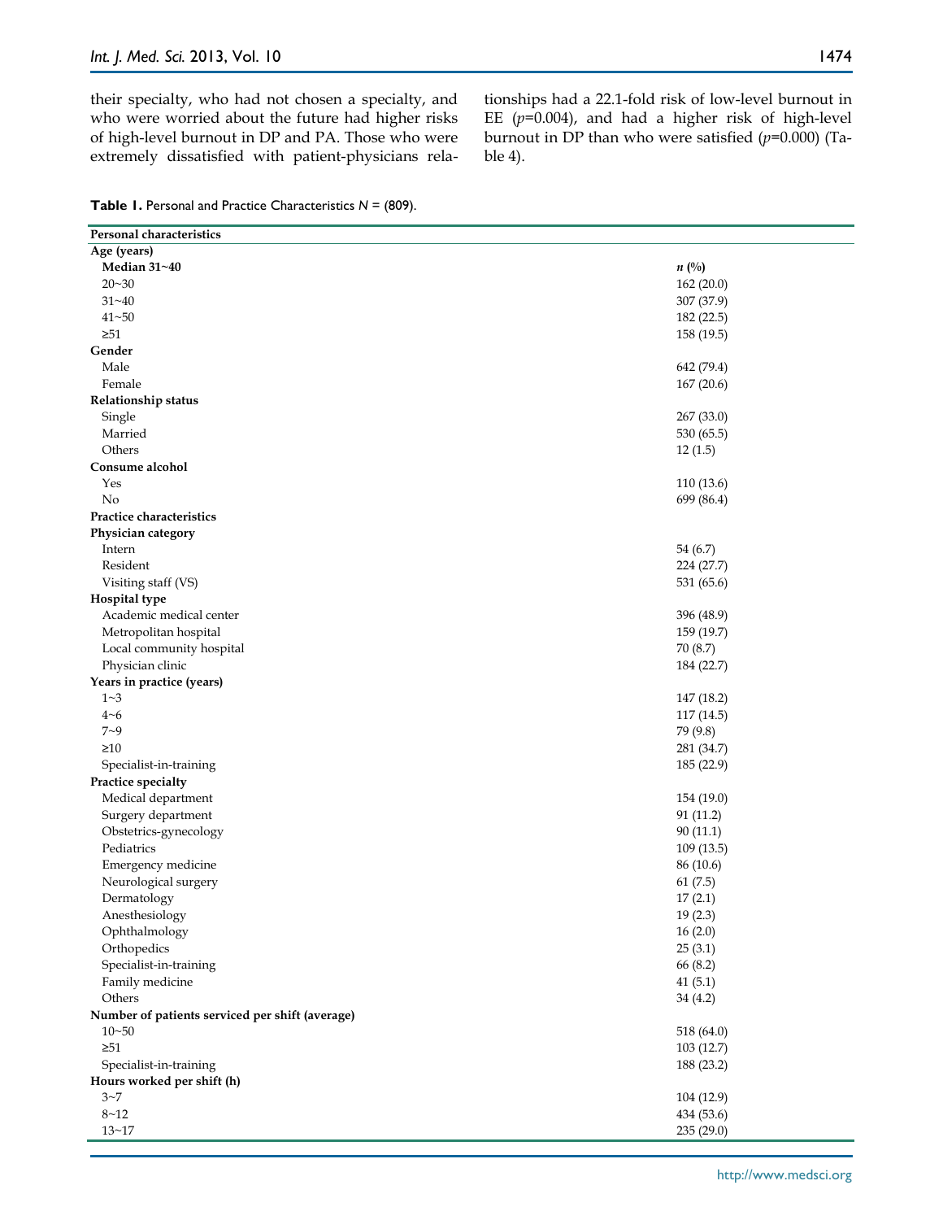their specialty, who had not chosen a specialty, and who were worried about the future had higher risks of high-level burnout in DP and PA. Those who were extremely dissatisfied with patient-physicians relationships had a 22.1-fold risk of low-level burnout in EE ($p$=0.004), and had a higher risk of high-level burnout in DP than who were satisfied ($p$=0.000) (Table 4).

**Table 1.** Personal and Practice Characteristics *N* = (809).

| **Personal characteristics** | |
|---|---|
| **Age (years)** | |
| **Median 31~40** | ***n* (%)** |
| 20~30 | 162 (20.0) |
| 31~40 | 307 (37.9) |
| 41~50 | 182 (22.5) |
| ≥51 | 158 (19.5) |
| **Gender** | |
| Male | 642 (79.4) |
| Female | 167 (20.6) |
| **Relationship status** | |
| Single | 267 (33.0) |
| Married | 530 (65.5) |
| Others | 12 (1.5) |
| **Consume alcohol** | |
| Yes | 110 (13.6) |
| No | 699 (86.4) |
| **Practice characteristics** | |
| **Physician category** | |
| Intern | 54 (6.7) |
| Resident | 224 (27.7) |
| Visiting staff (VS) | 531 (65.6) |
| **Hospital type** | |
| Academic medical center | 396 (48.9) |
| Metropolitan hospital | 159 (19.7) |
| Local community hospital | 70 (8.7) |
| Physician clinic | 184 (22.7) |
| **Years in practice (years)** | |
| 1~3 | 147 (18.2) |
| 4~6 | 117 (14.5) |
| 7~9 | 79 (9.8) |
| ≥10 | 281 (34.7) |
| Specialist-in-training | 185 (22.9) |
| **Practice specialty** | |
| Medical department | 154 (19.0) |
| Surgery department | 91 (11.2) |
| Obstetrics-gynecology | 90 (11.1) |
| Pediatrics | 109 (13.5) |
| Emergency medicine | 86 (10.6) |
| Neurological surgery | 61 (7.5) |
| Dermatology | 17 (2.1) |
| Anesthesiology | 19 (2.3) |
| Ophthalmology | 16 (2.0) |
| Orthopedics | 25 (3.1) |
| Specialist-in-training | 66 (8.2) |
| Family medicine | 41 (5.1) |
| Others | 34 (4.2) |
| **Number of patients serviced per shift (average)** | |
| 10~50 | 518 (64.0) |
| ≥51 | 103 (12.7) |
| Specialist-in-training | 188 (23.2) |
| **Hours worked per shift (h)** | |
| 3~7 | 104 (12.9) |
| 8~12 | 434 (53.6) |
| 13~17 | 235 (29.0) |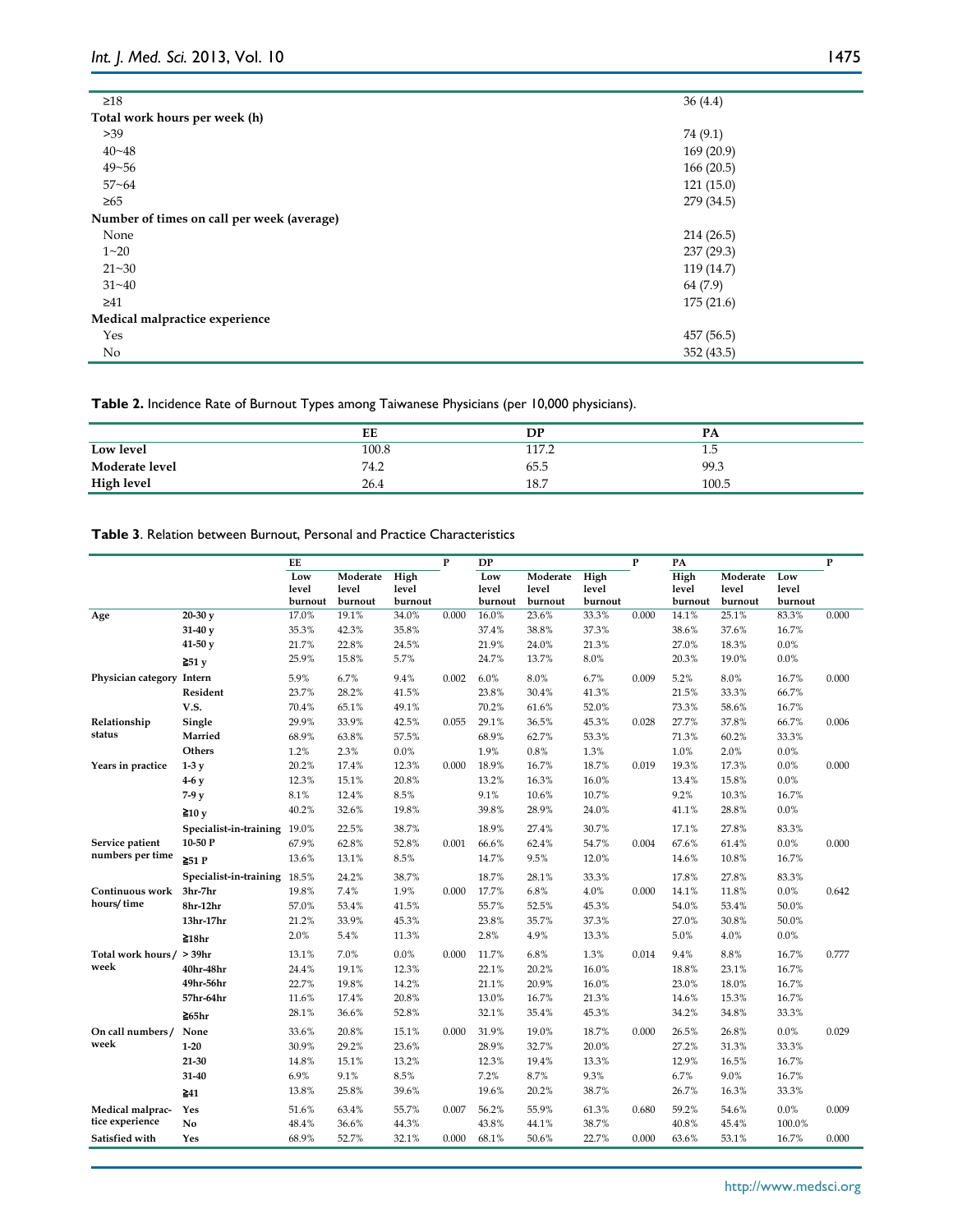| | |
|---|---|
| ≥18 | 36 (4.4) |
| **Total work hours per week (h)** | |
| >39 | 74 (9.1) |
| 40~48 | 169 (20.9) |
| 49~56 | 166 (20.5) |
| 57~64 | 121 (15.0) |
| ≥65 | 279 (34.5) |
| **Number of times on call per week (average)** | |
| None | 214 (26.5) |
| 1~20 | 237 (29.3) |
| 21~30 | 119 (14.7) |
| 31~40 | 64 (7.9) |
| ≥41 | 175 (21.6) |
| **Medical malpractice experience** | |
| Yes | 457 (56.5) |
| No | 352 (43.5) |

**Table 2.** Incidence Rate of Burnout Types among Taiwanese Physicians (per 10,000 physicians).

| | EE | DP | PA |
|---|---|---|---|
| **Low level** | 100.8 | 117.2 | 1.5 |
| **Moderate level** | 74.2 | 65.5 | 99.3 |
| **High level** | 26.4 | 18.7 | 100.5 |

**Table 3**. Relation between Burnout, Personal and Practice Characteristics

| | | EE | | | P | DP | | | P | PA | | | P |
|---|---|---|---|---|---|---|---|---|---|---|---|---|---|
| | | Low level burnout | Moderate level burnout | High level burnout | | Low level burnout | Moderate level burnout | High level burnout | | High level burnout | Moderate level burnout | Low level burnout | |
| **Age** | **20-30 y** | 17.0% | 19.1% | 34.0% | 0.000 | 16.0% | 23.6% | 33.3% | 0.000 | 14.1% | 25.1% | 83.3% | 0.000 |
| | **31-40 y** | 35.3% | 42.3% | 35.8% | | 37.4% | 38.8% | 37.3% | | 38.6% | 37.6% | 16.7% | |
| | **41-50 y** | 21.7% | 22.8% | 24.5% | | 21.9% | 24.0% | 21.3% | | 27.0% | 18.3% | 0.0% | |
| | **≧51 y** | 25.9% | 15.8% | 5.7% | | 24.7% | 13.7% | 8.0% | | 20.3% | 19.0% | 0.0% | |
| **Physician category** | **Intern** | 5.9% | 6.7% | 9.4% | 0.002 | 6.0% | 8.0% | 6.7% | 0.009 | 5.2% | 8.0% | 16.7% | 0.000 |
| | **Resident** | 23.7% | 28.2% | 41.5% | | 23.8% | 30.4% | 41.3% | | 21.5% | 33.3% | 66.7% | |
| | **V.S.** | 70.4% | 65.1% | 49.1% | | 70.2% | 61.6% | 52.0% | | 73.3% | 58.6% | 16.7% | |
| **Relationship status** | **Single** | 29.9% | 33.9% | 42.5% | 0.055 | 29.1% | 36.5% | 45.3% | 0.028 | 27.7% | 37.8% | 66.7% | 0.006 |
| | **Married** | 68.9% | 63.8% | 57.5% | | 68.9% | 62.7% | 53.3% | | 71.3% | 60.2% | 33.3% | |
| | **Others** | 1.2% | 2.3% | 0.0% | | 1.9% | 0.8% | 1.3% | | 1.0% | 2.0% | 0.0% | |
| **Years in practice** | **1-3 y** | 20.2% | 17.4% | 12.3% | 0.000 | 18.9% | 16.7% | 18.7% | 0.019 | 19.3% | 17.3% | 0.0% | 0.000 |
| | **4-6 y** | 12.3% | 15.1% | 20.8% | | 13.2% | 16.3% | 16.0% | | 13.4% | 15.8% | 0.0% | |
| | **7-9 y** | 8.1% | 12.4% | 8.5% | | 9.1% | 10.6% | 10.7% | | 9.2% | 10.3% | 16.7% | |
| | **≧10 y** | 40.2% | 32.6% | 19.8% | | 39.8% | 28.9% | 24.0% | | 41.1% | 28.8% | 0.0% | |
| | **Specialist-in-training** | 19.0% | 22.5% | 38.7% | | 18.9% | 27.4% | 30.7% | | 17.1% | 27.8% | 83.3% | |
| **Service patient numbers per time** | **10-50 P** | 67.9% | 62.8% | 52.8% | 0.001 | 66.6% | 62.4% | 54.7% | 0.004 | 67.6% | 61.4% | 0.0% | 0.000 |
| | **≧51 P** | 13.6% | 13.1% | 8.5% | | 14.7% | 9.5% | 12.0% | | 14.6% | 10.8% | 16.7% | |
| | **Specialist-in-training** | 18.5% | 24.2% | 38.7% | | 18.7% | 28.1% | 33.3% | | 17.8% | 27.8% | 83.3% | |
| **Continuous work hours/ time** | **3hr-7hr** | 19.8% | 7.4% | 1.9% | 0.000 | 17.7% | 6.8% | 4.0% | 0.000 | 14.1% | 11.8% | 0.0% | 0.642 |
| | **8hr-12hr** | 57.0% | 53.4% | 41.5% | | 55.7% | 52.5% | 45.3% | | 54.0% | 53.4% | 50.0% | |
| | **13hr-17hr** | 21.2% | 33.9% | 45.3% | | 23.8% | 35.7% | 37.3% | | 27.0% | 30.8% | 50.0% | |
| | **≧18hr** | 2.0% | 5.4% | 11.3% | | 2.8% | 4.9% | 13.3% | | 5.0% | 4.0% | 0.0% | |
| **Total work hours / week** | **> 39hr** | 13.1% | 7.0% | 0.0% | 0.000 | 11.7% | 6.8% | 1.3% | 0.014 | 9.4% | 8.8% | 16.7% | 0.777 |
| | **40hr-48hr** | 24.4% | 19.1% | 12.3% | | 22.1% | 20.2% | 16.0% | | 18.8% | 23.1% | 16.7% | |
| | **49hr-56hr** | 22.7% | 19.8% | 14.2% | | 21.1% | 20.9% | 16.0% | | 23.0% | 18.0% | 16.7% | |
| | **57hr-64hr** | 11.6% | 17.4% | 20.8% | | 13.0% | 16.7% | 21.3% | | 14.6% | 15.3% | 16.7% | |
| | **≧65hr** | 28.1% | 36.6% | 52.8% | | 32.1% | 35.4% | 45.3% | | 34.2% | 34.8% | 33.3% | |
| **On call numbers / week** | **None** | 33.6% | 20.8% | 15.1% | 0.000 | 31.9% | 19.0% | 18.7% | 0.000 | 26.5% | 26.8% | 0.0% | 0.029 |
| | **1-20** | 30.9% | 29.2% | 23.6% | | 28.9% | 32.7% | 20.0% | | 27.2% | 31.3% | 33.3% | |
| | **21-30** | 14.8% | 15.1% | 13.2% | | 12.3% | 19.4% | 13.3% | | 12.9% | 16.5% | 16.7% | |
| | **31-40** | 6.9% | 9.1% | 8.5% | | 7.2% | 8.7% | 9.3% | | 6.7% | 9.0% | 16.7% | |
| | **≧41** | 13.8% | 25.8% | 39.6% | | 19.6% | 20.2% | 38.7% | | 26.7% | 16.3% | 33.3% | |
| **Medical malpractice experience** | **Yes** | 51.6% | 63.4% | 55.7% | 0.007 | 56.2% | 55.9% | 61.3% | 0.680 | 59.2% | 54.6% | 0.0% | 0.009 |
| | **No** | 48.4% | 36.6% | 44.3% | | 43.8% | 44.1% | 38.7% | | 40.8% | 45.4% | 100.0% | |
| **Satisfied with** | **Yes** | 68.9% | 52.7% | 32.1% | 0.000 | 68.1% | 50.6% | 22.7% | 0.000 | 63.6% | 53.1% | 16.7% | 0.000 |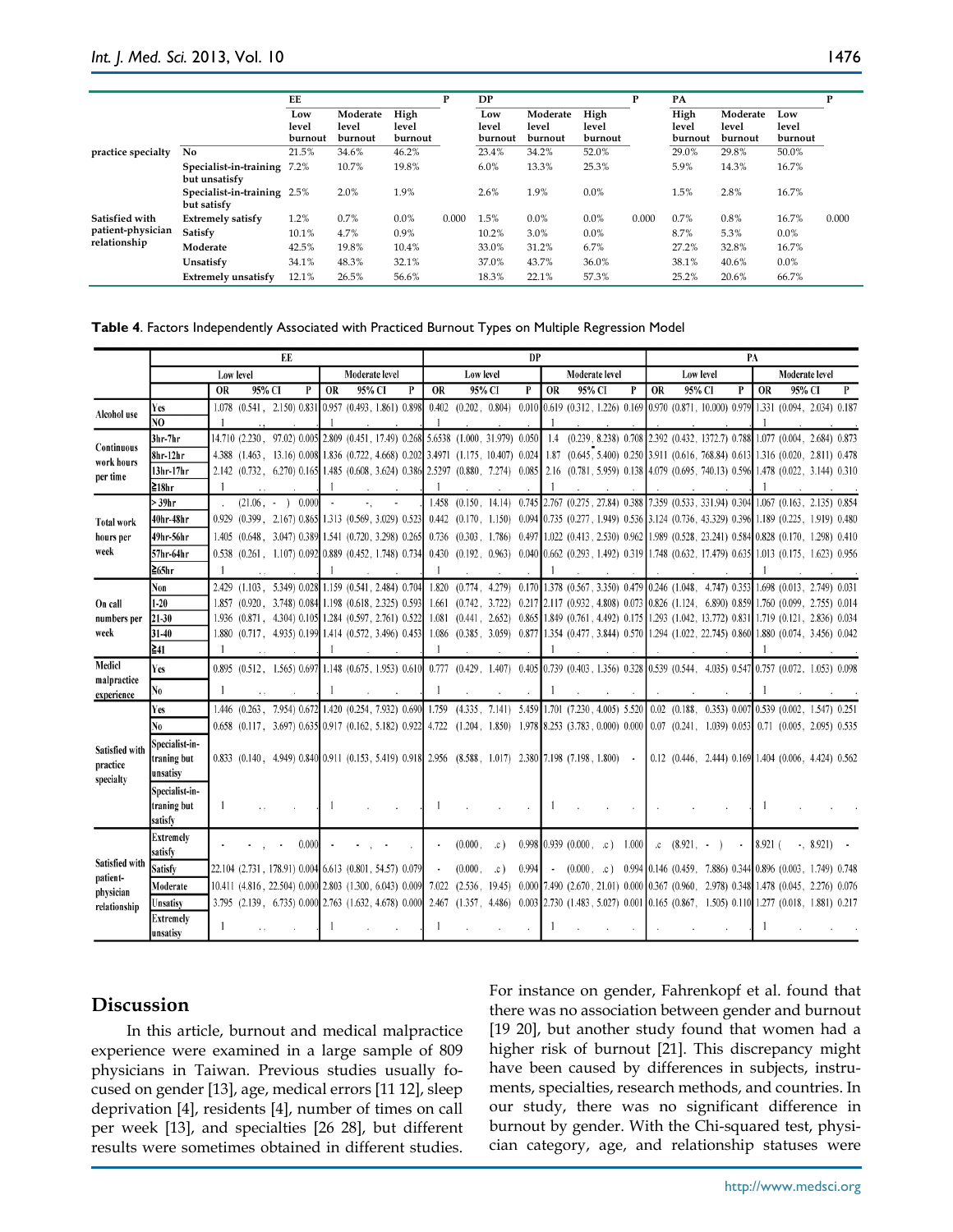| | | EE | | | P | DP | | | P | PA | | | P |
|---|---|---|---|---|---|---|---|---|---|---|---|---|---|
| | | Low level burnout | Moderate level burnout | High level burnout | | Low level burnout | Moderate level burnout | High level burnout | | High level burnout | Moderate level burnout | Low level burnout | |
| practice specialty | No | 21.5% | 34.6% | 46.2% | | 23.4% | 34.2% | 52.0% | | 29.0% | 29.8% | 50.0% | |
| | Specialist-in-training but unsatisfy | 7.2% | 10.7% | 19.8% | | 6.0% | 13.3% | 25.3% | | 5.9% | 14.3% | 16.7% | |
| | Specialist-in-training but satisfy | 2.5% | 2.0% | 1.9% | | 2.6% | 1.9% | 0.0% | | 1.5% | 2.8% | 16.7% | |
| Satisfied with patient-physician relationship | Extremely satisfy | 1.2% | 0.7% | 0.0% | 0.000 | 1.5% | 0.0% | 0.0% | 0.000 | 0.7% | 0.8% | 16.7% | 0.000 |
| | Satisfy | 10.1% | 4.7% | 0.9% | | 10.2% | 3.0% | 0.0% | | 8.7% | 5.3% | 0.0% | |
| | Moderate | 42.5% | 19.8% | 10.4% | | 33.0% | 31.2% | 6.7% | | 27.2% | 32.8% | 16.7% | |
| | Unsatisfy | 34.1% | 48.3% | 32.1% | | 37.0% | 43.7% | 36.0% | | 38.1% | 40.6% | 0.0% | |
| | Extremely unsatisfy | 12.1% | 26.5% | 56.6% | | 18.3% | 22.1% | 57.3% | | 25.2% | 20.6% | 66.7% | |

**Table 4**. Factors Independently Associated with Practiced Burnout Types on Multiple Regression Model

| | | EE | | | | | | DP | | | | | | PA | | | | | |
|---|---|---|---|---|---|---|---|---|---|---|---|---|---|---|---|---|---|---|---|
| | | Low level | | | Moderate level | | | Low level | | | Moderate level | | | Low level | | | Moderate level | | |
| | | OR | 95% CI | P | OR | 95% CI | P | OR | 95% CI | P | OR | 95% CI | P | OR | 95% CI | P | OR | 95% CI | P |
| Alcohol use | Yes | 1.078 | (0.541, 2.150) | 0.831 | 0.957 | (0.493, 1.861) | 0.898 | 0.402 | (0.202, 0.804) | 0.010 | 0.619 | (0.312, 1.226) | 0.169 | 0.970 | (0.871, 10.000) | 0.979 | 1.331 | (0.094, 2.034) | 0.187 |
| | NO | 1 | . . | . | 1 | . | . | 1 | . | . | 1 | . | . | . | . | . | 1 | . | . |
| Continuous work hours per time | 3hr-7hr | 14.710 | (2.230, 97.02) | 0.005 | 2.809 | (0.451, 17.49) | 0.268 | 5.6538 | (1.000, 31.979) | 0.050 | 1.4 | (0.239, 8.238) | 0.708 | 2.392 | (0.432, 1372.7) | 0.788 | 1.077 | (0.004, 2.684) | 0.873 |
| | 8hr-12hr | 4.388 | (1.463, 13.16) | 0.008 | 1.836 | (0.722, 4.668) | 0.202 | 3.4971 | (1.175, 10.407) | 0.024 | 1.87 | (0.645, 5.400) | 0.250 | 3.911 | (0.616, 768.84) | 0.613 | 1.316 | (0.020, 2.811) | 0.478 |
| | 13hr-17hr | 2.142 | (0.732, 6.270) | 0.165 | 1.485 | (0.608, 3.624) | 0.386 | 2.5297 | (0.880, 7.274) | 0.085 | 2.16 | (0.781, 5.959) | 0.138 | 4.079 | (0.695, 740.13) | 0.596 | 1.478 | (0.022, 3.144) | 0.310 |
| | ≧18hr | 1 | . . | . | 1 | . | . | 1 | . | . | 1 | . | . | . | . | . | 1 | . | . |
| Total work hours per week | > 39hr | . | (21.06, - ) | 0.000 | - | -, | - | 1.458 | (0.150, 14.14) | 0.745 | 2.767 | (0.275, 27.84) | 0.388 | 7.359 | (0.533, 331.94) | 0.304 | 1.067 | (0.163, 2.135) | 0.854 |
| | 40hr-48hr | 0.929 | (0.399, 2.167) | 0.865 | 1.313 | (0.569, 3.029) | 0.523 | 0.442 | (0.170, 1.150) | 0.094 | 0.735 | (0.277, 1.949) | 0.536 | 3.124 | (0.736, 43.329) | 0.396 | 1.189 | (0.225, 1.919) | 0.480 |
| | 49hr-56hr | 1.405 | (0.648, 3.047) | 0.389 | 1.541 | (0.720, 3.298) | 0.265 | 0.736 | (0.303, 1.786) | 0.497 | 1.022 | (0.413, 2.530) | 0.962 | 1.989 | (0.528, 23.241) | 0.584 | 0.828 | (0.170, 1.298) | 0.410 |
| | 57hr-64hr | 0.538 | (0.261, 1.107) | 0.092 | 0.889 | (0.452, 1.748) | 0.734 | 0.430 | (0.192, 0.963) | 0.040 | 0.662 | (0.293, 1.492) | 0.319 | 1.748 | (0.632, 17.479) | 0.635 | 1.013 | (0.175, 1.623) | 0.956 |
| | ≧65hr | 1 | . . | . | 1 | . | . | 1 | . | . | 1 | . | . | . | . | . | 1 | . | . |
| On call numbers per week | Non | 2.429 | (1.103, 5.349) | 0.028 | 1.159 | (0.541, 2.484) | 0.704 | 1.820 | (0.774, 4.279) | 0.170 | 1.378 | (0.567, 3.350) | 0.479 | 0.246 | (1.048, 4.747) | 0.353 | 1.698 | (0.013, 2.749) | 0.031 |
| | 1-20 | 1.857 | (0.920, 3.748) | 0.084 | 1.198 | (0.618, 2.325) | 0.593 | 1.661 | (0.742, 3.722) | 0.217 | 2.117 | (0.932, 4.808) | 0.073 | 0.826 | (1.124, 6.890) | 0.859 | 1.760 | (0.099, 2.755) | 0.014 |
| | 21-30 | 1.936 | (0.871, 4.304) | 0.105 | 1.284 | (0.597, 2.761) | 0.522 | 1.081 | (0.441, 2.652) | 0.865 | 1.849 | (0.761, 4.492) | 0.175 | 1.293 | (1.042, 13.772) | 0.831 | 1.719 | (0.121, 2.836) | 0.034 |
| | 31-40 | 1.880 | (0.717, 4.935) | 0.199 | 1.414 | (0.572, 3.496) | 0.453 | 1.086 | (0.385, 3.059) | 0.877 | 1.354 | (0.477, 3.844) | 0.570 | 1.294 | (1.022, 22.745) | 0.860 | 1.880 | (0.074, 3.456) | 0.042 |
| | ≧41 | 1 | . . | . | 1 | . | . | 1 | . | . | 1 | . | . | . | . | . | 1 | . | . |
| Mediel malpractice experience | Yes | 0.895 | (0.512, 1.565) | 0.697 | 1.148 | (0.675, 1.953) | 0.610 | 0.777 | (0.429, 1.407) | 0.405 | 0.739 | (0.403, 1.356) | 0.328 | 0.539 | (0.544, 4.035) | 0.547 | 0.757 | (0.072, 1.053) | 0.098 |
| | No | 1 | . . | . | 1 | . | . | 1 | . | . | 1 | . | . | . | . | . | 1 | . | . |
| Satisfied with practice specialty | Yes | 1.446 | (0.263, 7.954) | 0.672 | 1.420 | (0.254, 7.932) | 0.690 | 1.759 | (4.335, 7.141) | 5.459 | 1.701 | (7.230, 4.005) | 5.520 | 0.02 | (0.188, 0.353) | 0.007 | 0.539 | (0.002, 1.547) | 0.251 |
| | No | 0.658 | (0.117, 3.697) | 0.635 | 0.917 | (0.162, 5.182) | 0.922 | 4.722 | (1.204, 1.850) | 1.978 | 8.253 | (3.783, 0.000) | 0.000 | 0.07 | (0.241, 1.039) | 0.053 | 0.71 | (0.005, 2.095) | 0.535 |
| | Specialist-in-traning but unsatisy | 0.833 | (0.140, 4.949) | 0.840 | 0.911 | (0.153, 5.419) | 0.918 | 2.956 | (8.588, 1.017) | 2.380 | 7.198 | (7.198, 1.800) | - | 0.12 | (0.446, 2.444) | 0.169 | 1.404 | (0.006, 4.424) | 0.562 |
| | Specialist-in-traning but satisfy | 1 | . . | . | 1 | . | . | 1 | . | . | 1 | . | . | . | . | . | 1 | . | . |
| Satisfied with patient-physician relationship | Extremely satisfy | - | - , - | 0.000 | - | - , - | . | - | (0.000, .c) | 0.998 | 0.939 | (0.000, .c) | 1.000 | .c | (8.921, - ) | - | 8.921 | ( -, 8.921) | - |
| | Satisfy | 22.104 | (2.731, 178.91) | 0.004 | 6.613 | (0.801, 54.57) | 0.079 | - | (0.000, .c) | 0.994 | - | (0.000, .c) | 0.994 | 0.146 | (0.459, 7.886) | 0.344 | 0.896 | (0.003, 1.749) | 0.748 |
| | Moderate | 10.411 | (4.816, 22.504) | 0.000 | 2.803 | (1.300, 6.043) | 0.009 | 7.022 | (2.536, 19.45) | 0.000 | 7.490 | (2.670, 21.01) | 0.000 | 0.367 | (0.960, 2.978) | 0.348 | 1.478 | (0.045, 2.276) | 0.076 |
| | Unsatisy | 3.795 | (2.139, 6.735) | 0.000 | 2.763 | (1.632, 4.678) | 0.000 | 2.467 | (1.357, 4.486) | 0.003 | 2.730 | (1.483, 5.027) | 0.001 | 0.165 | (0.867, 1.505) | 0.110 | 1.277 | (0.018, 1.881) | 0.217 |
| | Extremely unsatisy | 1 | . . | . | 1 | . | . | 1 | . | . | 1 | . | . | . | . | . | 1 | . | . |

## Discussion

In this article, burnout and medical malpractice experience were examined in a large sample of 809 physicians in Taiwan. Previous studies usually focused on gender [13], age, medical errors [11 12], sleep deprivation [4], residents [4], number of times on call per week [13], and specialties [26 28], but different results were sometimes obtained in different studies. For instance on gender, Fahrenkopf et al. found that there was no association between gender and burnout [19 20], but another study found that women had a higher risk of burnout [21]. This discrepancy might have been caused by differences in subjects, instruments, specialties, research methods, and countries. In our study, there was no significant difference in burnout by gender. With the Chi-squared test, physician category, age, and relationship statuses were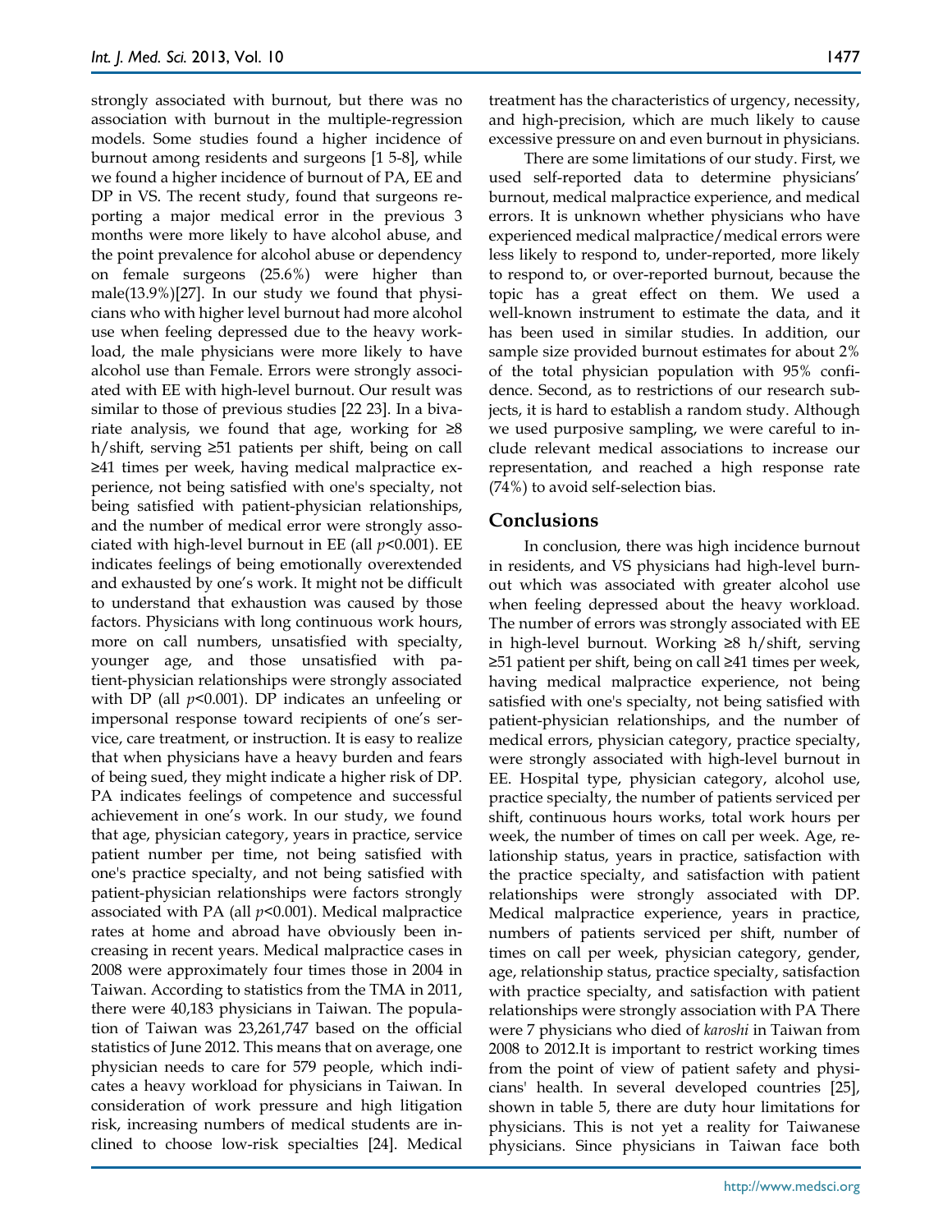strongly associated with burnout, but there was no association with burnout in the multiple-regression models. Some studies found a higher incidence of burnout among residents and surgeons [1 5-8], while we found a higher incidence of burnout of PA, EE and DP in VS. The recent study, found that surgeons reporting a major medical error in the previous 3 months were more likely to have alcohol abuse, and the point prevalence for alcohol abuse or dependency on female surgeons (25.6%) were higher than male(13.9%)[27]. In our study we found that physicians who with higher level burnout had more alcohol use when feeling depressed due to the heavy workload, the male physicians were more likely to have alcohol use than Female. Errors were strongly associated with EE with high-level burnout. Our result was similar to those of previous studies [22 23]. In a bivariate analysis, we found that age, working for ≥8 h/shift, serving ≥51 patients per shift, being on call ≥41 times per week, having medical malpractice experience, not being satisfied with one's specialty, not being satisfied with patient-physician relationships, and the number of medical error were strongly associated with high-level burnout in EE (all $p<0.001$). EE indicates feelings of being emotionally overextended and exhausted by one's work. It might not be difficult to understand that exhaustion was caused by those factors. Physicians with long continuous work hours, more on call numbers, unsatisfied with specialty, younger age, and those unsatisfied with patient-physician relationships were strongly associated with DP (all $p<0.001$). DP indicates an unfeeling or impersonal response toward recipients of one's service, care treatment, or instruction. It is easy to realize that when physicians have a heavy burden and fears of being sued, they might indicate a higher risk of DP. PA indicates feelings of competence and successful achievement in one's work. In our study, we found that age, physician category, years in practice, service patient number per time, not being satisfied with one's practice specialty, and not being satisfied with patient-physician relationships were factors strongly associated with PA (all $p<0.001$). Medical malpractice rates at home and abroad have obviously been increasing in recent years. Medical malpractice cases in 2008 were approximately four times those in 2004 in Taiwan. According to statistics from the TMA in 2011, there were 40,183 physicians in Taiwan. The population of Taiwan was 23,261,747 based on the official statistics of June 2012. This means that on average, one physician needs to care for 579 people, which indicates a heavy workload for physicians in Taiwan. In consideration of work pressure and high litigation risk, increasing numbers of medical students are inclined to choose low-risk specialties [24]. Medical treatment has the characteristics of urgency, necessity, and high-precision, which are much likely to cause excessive pressure on and even burnout in physicians.

There are some limitations of our study. First, we used self-reported data to determine physicians' burnout, medical malpractice experience, and medical errors. It is unknown whether physicians who have experienced medical malpractice/medical errors were less likely to respond to, under-reported, more likely to respond to, or over-reported burnout, because the topic has a great effect on them. We used a well-known instrument to estimate the data, and it has been used in similar studies. In addition, our sample size provided burnout estimates for about 2% of the total physician population with 95% confidence. Second, as to restrictions of our research subjects, it is hard to establish a random study. Although we used purposive sampling, we were careful to include relevant medical associations to increase our representation, and reached a high response rate (74%) to avoid self-selection bias.

## Conclusions

In conclusion, there was high incidence burnout in residents, and VS physicians had high-level burnout which was associated with greater alcohol use when feeling depressed about the heavy workload. The number of errors was strongly associated with EE in high-level burnout. Working ≥8 h/shift, serving ≥51 patient per shift, being on call ≥41 times per week, having medical malpractice experience, not being satisfied with one's specialty, not being satisfied with patient-physician relationships, and the number of medical errors, physician category, practice specialty, were strongly associated with high-level burnout in EE. Hospital type, physician category, alcohol use, practice specialty, the number of patients serviced per shift, continuous hours works, total work hours per week, the number of times on call per week. Age, relationship status, years in practice, satisfaction with the practice specialty, and satisfaction with patient relationships were strongly associated with DP. Medical malpractice experience, years in practice, numbers of patients serviced per shift, number of times on call per week, physician category, gender, age, relationship status, practice specialty, satisfaction with practice specialty, and satisfaction with patient relationships were strongly association with PA There were 7 physicians who died of *karoshi* in Taiwan from 2008 to 2012.It is important to restrict working times from the point of view of patient safety and physicians' health. In several developed countries [25], shown in table 5, there are duty hour limitations for physicians. This is not yet a reality for Taiwanese physicians. Since physicians in Taiwan face both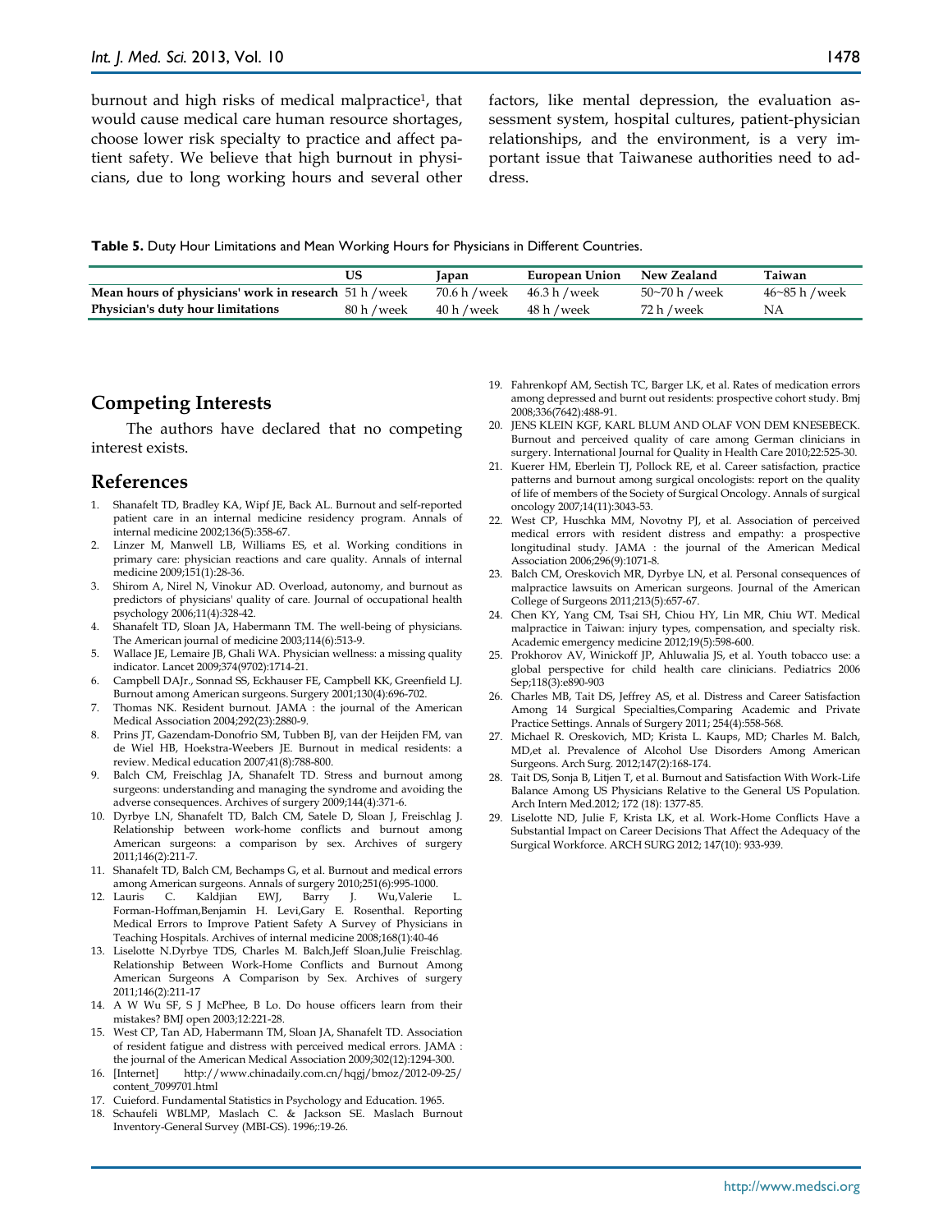burnout and high risks of medical malpractice[1], that would cause medical care human resource shortages, choose lower risk specialty to practice and affect patient safety. We believe that high burnout in physicians, due to long working hours and several other factors, like mental depression, the evaluation assessment system, hospital cultures, patient-physician relationships, and the environment, is a very important issue that Taiwanese authorities need to address.

**Table 5.** Duty Hour Limitations and Mean Working Hours for Physicians in Different Countries.

| | US | Japan | European Union | New Zealand | Taiwan |
|---|---|---|---|---|---|
| **Mean hours of physicians' work in research** | 51 h /week | 70.6 h /week | 46.3 h /week | 50~70 h /week | 46~85 h /week |
| **Physician's duty hour limitations** | 80 h /week | 40 h /week | 48 h /week | 72 h /week | NA |

## Competing Interests

The authors have declared that no competing interest exists.

## References

1. Shanafelt TD, Bradley KA, Wipf JE, Back AL. Burnout and self-reported patient care in an internal medicine residency program. Annals of internal medicine 2002;136(5):358-67.
2. Linzer M, Manwell LB, Williams ES, et al. Working conditions in primary care: physician reactions and care quality. Annals of internal medicine 2009;151(1):28-36.
3. Shirom A, Nirel N, Vinokur AD. Overload, autonomy, and burnout as predictors of physicians' quality of care. Journal of occupational health psychology 2006;11(4):328-42.
4. Shanafelt TD, Sloan JA, Habermann TM. The well-being of physicians. The American journal of medicine 2003;114(6):513-9.
5. Wallace JE, Lemaire JB, Ghali WA. Physician wellness: a missing quality indicator. Lancet 2009;374(9702):1714-21.
6. Campbell DAJr., Sonnad SS, Eckhauser FE, Campbell KK, Greenfield LJ. Burnout among American surgeons. Surgery 2001;130(4):696-702.
7. Thomas NK. Resident burnout. JAMA : the journal of the American Medical Association 2004;292(23):2880-9.
8. Prins JT, Gazendam-Donofrio SM, Tubben BJ, van der Heijden FM, van de Wiel HB, Hoekstra-Weebers JE. Burnout in medical residents: a review. Medical education 2007;41(8):788-800.
9. Balch CM, Freischlag JA, Shanafelt TD. Stress and burnout among surgeons: understanding and managing the syndrome and avoiding the adverse consequences. Archives of surgery 2009;144(4):371-6.
10. Dyrbye LN, Shanafelt TD, Balch CM, Satele D, Sloan J, Freischlag J. Relationship between work-home conflicts and burnout among American surgeons: a comparison by sex. Archives of surgery 2011;146(2):211-7.
11. Shanafelt TD, Balch CM, Bechamps G, et al. Burnout and medical errors among American surgeons. Annals of surgery 2010;251(6):995-1000.
12. Lauris C. Kaldjian EWJ, Barry J. Wu,Valerie L. Forman-Hoffman,Benjamin H. Levi,Gary E. Rosenthal. Reporting Medical Errors to Improve Patient Safety A Survey of Physicians in Teaching Hospitals. Archives of internal medicine 2008;168(1):40-46
13. Liselotte N.Dyrbye TDS, Charles M. Balch,Jeff Sloan,Julie Freischlag. Relationship Between Work-Home Conflicts and Burnout Among American Surgeons A Comparison by Sex. Archives of surgery 2011;146(2):211-17
14. A W Wu SF, S J McPhee, B Lo. Do house officers learn from their mistakes? BMJ open 2003;12:221-28.
15. West CP, Tan AD, Habermann TM, Sloan JA, Shanafelt TD. Association of resident fatigue and distress with perceived medical errors. JAMA : the journal of the American Medical Association 2009;302(12):1294-300.
16. [Internet] http://www.chinadaily.com.cn/hqgj/bmoz/2012-09-25/content_7099701.html
17. Cuieford. Fundamental Statistics in Psychology and Education. 1965.
18. Schaufeli WBLMP, Maslach C. & Jackson SE. Maslach Burnout Inventory-General Survey (MBI-GS). 1996;:19-26.
19. Fahrenkopf AM, Sectish TC, Barger LK, et al. Rates of medication errors among depressed and burnt out residents: prospective cohort study. Bmj 2008;336(7642):488-91.
20. JENS KLEIN KGF, KARL BLUM AND OLAF VON DEM KNESEBECK. Burnout and perceived quality of care among German clinicians in surgery. International Journal for Quality in Health Care 2010;22:525-30.
21. Kuerer HM, Eberlein TJ, Pollock RE, et al. Career satisfaction, practice patterns and burnout among surgical oncologists: report on the quality of life of members of the Society of Surgical Oncology. Annals of surgical oncology 2007;14(11):3043-53.
22. West CP, Huschka MM, Novotny PJ, et al. Association of perceived medical errors with resident distress and empathy: a prospective longitudinal study. JAMA : the journal of the American Medical Association 2006;296(9):1071-8.
23. Balch CM, Oreskovich MR, Dyrbye LN, et al. Personal consequences of malpractice lawsuits on American surgeons. Journal of the American College of Surgeons 2011;213(5):657-67.
24. Chen KY, Yang CM, Tsai SH, Chiou HY, Lin MR, Chiu WT. Medical malpractice in Taiwan: injury types, compensation, and specialty risk. Academic emergency medicine 2012;19(5):598-600.
25. Prokhorov AV, Winickoff JP, Ahluwalia JS, et al. Youth tobacco use: a global perspective for child health care clinicians. Pediatrics 2006 Sep;118(3):e890-903
26. Charles MB, Tait DS, Jeffrey AS, et al. Distress and Career Satisfaction Among 14 Surgical Specialties,Comparing Academic and Private Practice Settings. Annals of Surgery 2011; 254(4):558-568.
27. Michael R. Oreskovich, MD; Krista L. Kaups, MD; Charles M. Balch, MD,et al. Prevalence of Alcohol Use Disorders Among American Surgeons. Arch Surg. 2012;147(2):168-174.
28. Tait DS, Sonja B, Litjen T, et al. Burnout and Satisfaction With Work-Life Balance Among US Physicians Relative to the General US Population. Arch Intern Med.2012; 172 (18): 1377-85.
29. Liselotte ND, Julie F, Krista LK, et al. Work-Home Conflicts Have a Substantial Impact on Career Decisions That Affect the Adequacy of the Surgical Workforce. ARCH SURG 2012; 147(10): 933-939.